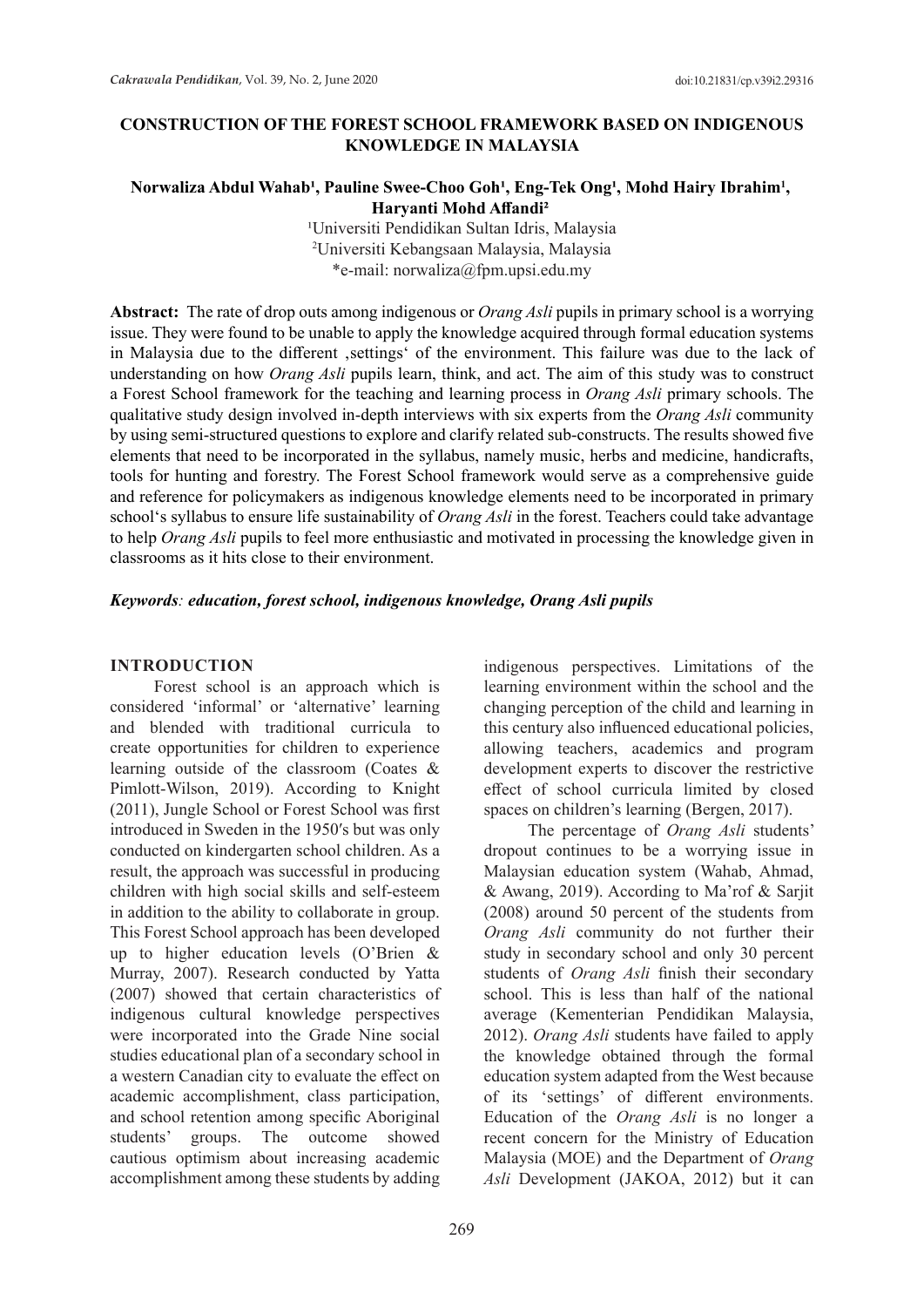# CONSTRUCTION OF THE FOREST SCHOOL FRAMEWORK BASED ON INDIGENOUS KNOWLEDGE IN MALAYSIA

**Norwaliza Abdul Wahab[1], Pauline Swee-Choo Goh[1], Eng-Tek Ong[1], Mohd Hairy Ibrahim[1], Haryanti Mohd Affandi[2]**

[1]Universiti Pendidikan Sultan Idris, Malaysia
[2]Universiti Kebangsaan Malaysia, Malaysia
*e-mail: norwaliza@fpm.upsi.edu.my

**Abstract:** The rate of drop outs among indigenous or *Orang Asli* pupils in primary school is a worrying issue. They were found to be unable to apply the knowledge acquired through formal education systems in Malaysia due to the different ‚settings' of the environment. This failure was due to the lack of understanding on how *Orang Asli* pupils learn, think, and act. The aim of this study was to construct a Forest School framework for the teaching and learning process in *Orang Asli* primary schools. The qualitative study design involved in-depth interviews with six experts from the *Orang Asli* community by using semi-structured questions to explore and clarify related sub-constructs. The results showed five elements that need to be incorporated in the syllabus, namely music, herbs and medicine, handicrafts, tools for hunting and forestry. The Forest School framework would serve as a comprehensive guide and reference for policymakers as indigenous knowledge elements need to be incorporated in primary school's syllabus to ensure life sustainability of *Orang Asli* in the forest. Teachers could take advantage to help *Orang Asli* pupils to feel more enthusiastic and motivated in processing the knowledge given in classrooms as it hits close to their environment.

***Keywords**: education, forest school, indigenous knowledge, Orang Asli pupils*

## INTRODUCTION

Forest school is an approach which is considered 'informal' or 'alternative' learning and blended with traditional curricula to create opportunities for children to experience learning outside of the classroom (Coates & Pimlott-Wilson, 2019). According to Knight (2011), Jungle School or Forest School was first introduced in Sweden in the 1950′s but was only conducted on kindergarten school children. As a result, the approach was successful in producing children with high social skills and self-esteem in addition to the ability to collaborate in group. This Forest School approach has been developed up to higher education levels (O'Brien & Murray, 2007). Research conducted by Yatta (2007) showed that certain characteristics of indigenous cultural knowledge perspectives were incorporated into the Grade Nine social studies educational plan of a secondary school in a western Canadian city to evaluate the effect on academic accomplishment, class participation, and school retention among specific Aboriginal students' groups. The outcome showed cautious optimism about increasing academic accomplishment among these students by adding indigenous perspectives. Limitations of the learning environment within the school and the changing perception of the child and learning in this century also influenced educational policies, allowing teachers, academics and program development experts to discover the restrictive effect of school curricula limited by closed spaces on children's learning (Bergen, 2017).

The percentage of *Orang Asli* students' dropout continues to be a worrying issue in Malaysian education system (Wahab, Ahmad, & Awang, 2019). According to Ma'rof & Sarjit (2008) around 50 percent of the students from *Orang Asli* community do not further their study in secondary school and only 30 percent students of *Orang Asli* finish their secondary school. This is less than half of the national average (Kementerian Pendidikan Malaysia, 2012). *Orang Asli* students have failed to apply the knowledge obtained through the formal education system adapted from the West because of its 'settings' of different environments. Education of the *Orang Asli* is no longer a recent concern for the Ministry of Education Malaysia (MOE) and the Department of *Orang Asli* Development (JAKOA, 2012) but it can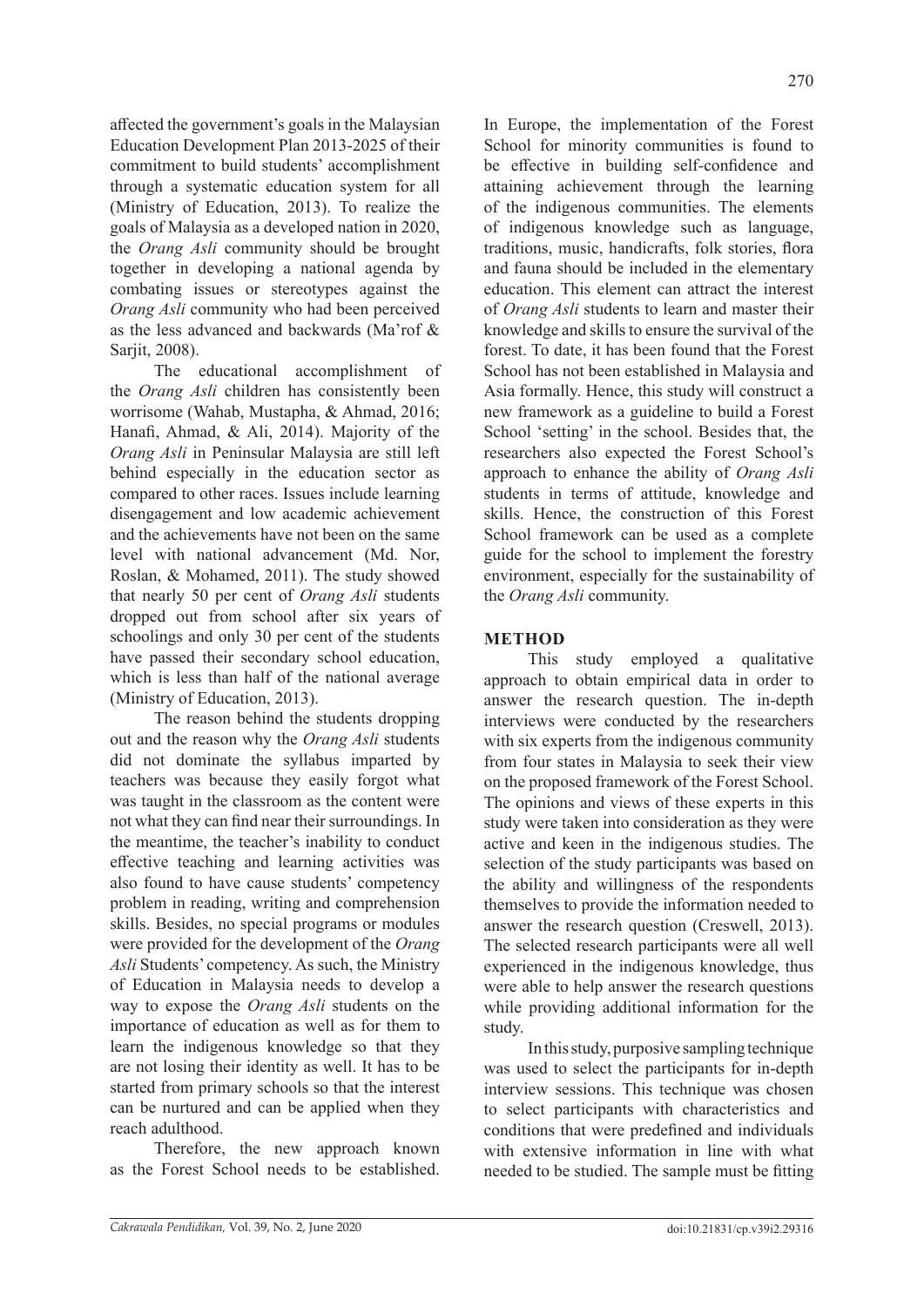affected the government's goals in the Malaysian Education Development Plan 2013-2025 of their commitment to build students' accomplishment through a systematic education system for all (Ministry of Education, 2013). To realize the goals of Malaysia as a developed nation in 2020, the *Orang Asli* community should be brought together in developing a national agenda by combating issues or stereotypes against the *Orang Asli* community who had been perceived as the less advanced and backwards (Ma'rof & Sarjit, 2008).

The educational accomplishment of the *Orang Asli* children has consistently been worrisome (Wahab, Mustapha, & Ahmad, 2016; Hanafi, Ahmad, & Ali, 2014). Majority of the *Orang Asli* in Peninsular Malaysia are still left behind especially in the education sector as compared to other races. Issues include learning disengagement and low academic achievement and the achievements have not been on the same level with national advancement (Md. Nor, Roslan, & Mohamed, 2011). The study showed that nearly 50 per cent of *Orang Asli* students dropped out from school after six years of schoolings and only 30 per cent of the students have passed their secondary school education, which is less than half of the national average (Ministry of Education, 2013).

The reason behind the students dropping out and the reason why the *Orang Asli* students did not dominate the syllabus imparted by teachers was because they easily forgot what was taught in the classroom as the content were not what they can find near their surroundings. In the meantime, the teacher's inability to conduct effective teaching and learning activities was also found to have cause students' competency problem in reading, writing and comprehension skills. Besides, no special programs or modules were provided for the development of the *Orang Asli* Students' competency. As such, the Ministry of Education in Malaysia needs to develop a way to expose the *Orang Asli* students on the importance of education as well as for them to learn the indigenous knowledge so that they are not losing their identity as well. It has to be started from primary schools so that the interest can be nurtured and can be applied when they reach adulthood.

Therefore, the new approach known as the Forest School needs to be established. In Europe, the implementation of the Forest School for minority communities is found to be effective in building self-confidence and attaining achievement through the learning of the indigenous communities. The elements of indigenous knowledge such as language, traditions, music, handicrafts, folk stories, flora and fauna should be included in the elementary education. This element can attract the interest of *Orang Asli* students to learn and master their knowledge and skills to ensure the survival of the forest. To date, it has been found that the Forest School has not been established in Malaysia and Asia formally. Hence, this study will construct a new framework as a guideline to build a Forest School 'setting' in the school. Besides that, the researchers also expected the Forest School's approach to enhance the ability of *Orang Asli* students in terms of attitude, knowledge and skills. Hence, the construction of this Forest School framework can be used as a complete guide for the school to implement the forestry environment, especially for the sustainability of the *Orang Asli* community.

## METHOD

This study employed a qualitative approach to obtain empirical data in order to answer the research question. The in-depth interviews were conducted by the researchers with six experts from the indigenous community from four states in Malaysia to seek their view on the proposed framework of the Forest School. The opinions and views of these experts in this study were taken into consideration as they were active and keen in the indigenous studies. The selection of the study participants was based on the ability and willingness of the respondents themselves to provide the information needed to answer the research question (Creswell, 2013). The selected research participants were all well experienced in the indigenous knowledge, thus were able to help answer the research questions while providing additional information for the study.

In this study, purposive sampling technique was used to select the participants for in-depth interview sessions. This technique was chosen to select participants with characteristics and conditions that were predefined and individuals with extensive information in line with what needed to be studied. The sample must be fitting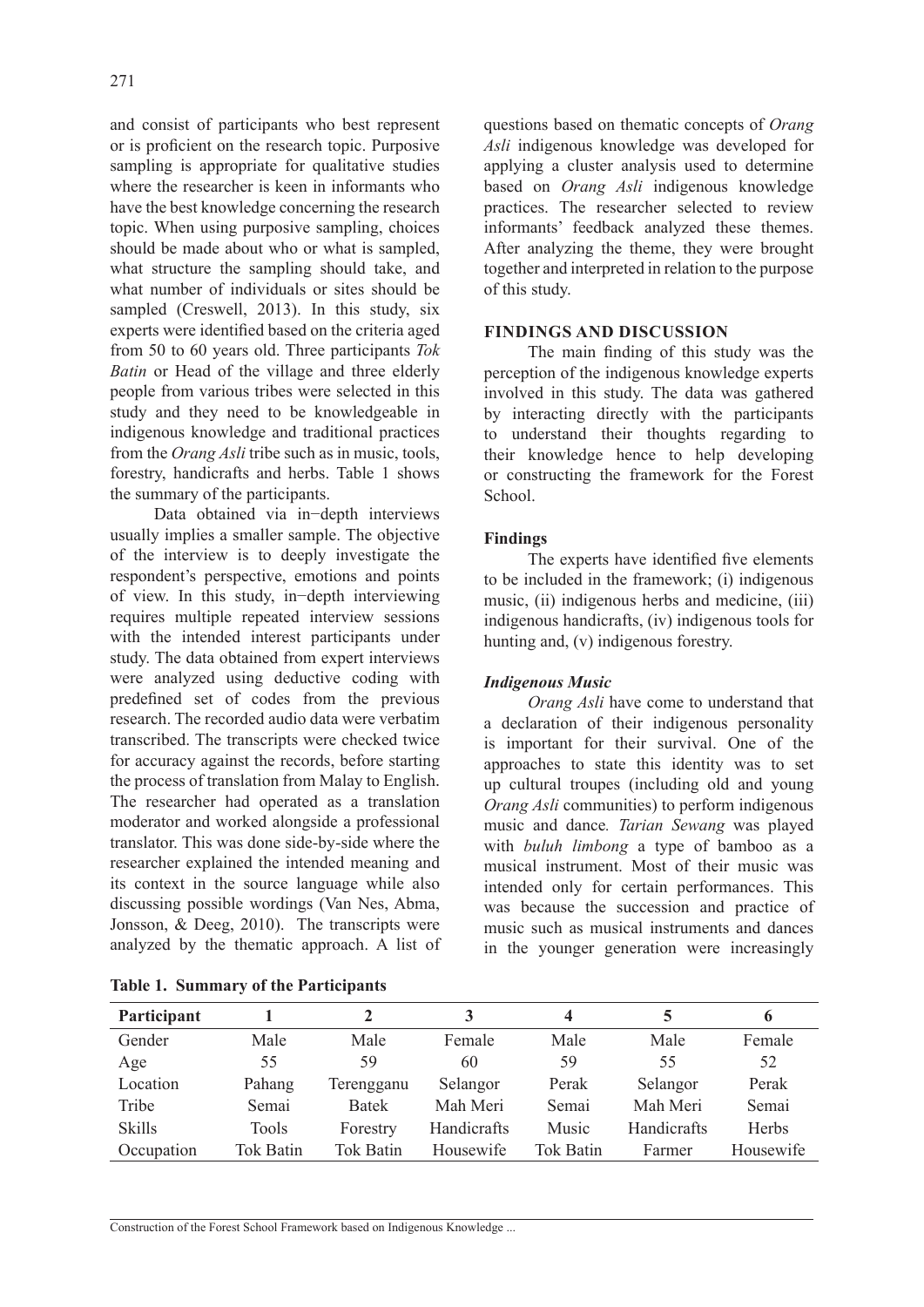and consist of participants who best represent or is proficient on the research topic. Purposive sampling is appropriate for qualitative studies where the researcher is keen in informants who have the best knowledge concerning the research topic. When using purposive sampling, choices should be made about who or what is sampled, what structure the sampling should take, and what number of individuals or sites should be sampled (Creswell, 2013). In this study, six experts were identified based on the criteria aged from 50 to 60 years old. Three participants *Tok Batin* or Head of the village and three elderly people from various tribes were selected in this study and they need to be knowledgeable in indigenous knowledge and traditional practices from the *Orang Asli* tribe such as in music, tools, forestry, handicrafts and herbs. Table 1 shows the summary of the participants.

Data obtained via in−depth interviews usually implies a smaller sample. The objective of the interview is to deeply investigate the respondent's perspective, emotions and points of view. In this study, in−depth interviewing requires multiple repeated interview sessions with the intended interest participants under study. The data obtained from expert interviews were analyzed using deductive coding with predefined set of codes from the previous research. The recorded audio data were verbatim transcribed. The transcripts were checked twice for accuracy against the records, before starting the process of translation from Malay to English. The researcher had operated as a translation moderator and worked alongside a professional translator. This was done side-by-side where the researcher explained the intended meaning and its context in the source language while also discussing possible wordings (Van Nes, Abma, Jonsson, & Deeg, 2010). The transcripts were analyzed by the thematic approach. A list of questions based on thematic concepts of *Orang Asli* indigenous knowledge was developed for applying a cluster analysis used to determine based on *Orang Asli* indigenous knowledge practices. The researcher selected to review informants' feedback analyzed these themes. After analyzing the theme, they were brought together and interpreted in relation to the purpose of this study.

**Table 1. Summary of the Participants**

| Participant | 1 | 2 | 3 | 4 | 5 | 6 |
|---|---|---|---|---|---|---|
| Gender | Male | Male | Female | Male | Male | Female |
| Age | 55 | 59 | 60 | 59 | 55 | 52 |
| Location | Pahang | Terengganu | Selangor | Perak | Selangor | Perak |
| Tribe | Semai | Batek | Mah Meri | Semai | Mah Meri | Semai |
| Skills | Tools | Forestry | Handicrafts | Music | Handicrafts | Herbs |
| Occupation | Tok Batin | Tok Batin | Housewife | Tok Batin | Farmer | Housewife |

## FINDINGS AND DISCUSSION

The main finding of this study was the perception of the indigenous knowledge experts involved in this study. The data was gathered by interacting directly with the participants to understand their thoughts regarding to their knowledge hence to help developing or constructing the framework for the Forest School.

### Findings

The experts have identified five elements to be included in the framework; (i) indigenous music, (ii) indigenous herbs and medicine, (iii) indigenous handicrafts, (iv) indigenous tools for hunting and, (v) indigenous forestry.

#### *Indigenous Music*

*Orang Asli* have come to understand that a declaration of their indigenous personality is important for their survival. One of the approaches to state this identity was to set up cultural troupes (including old and young *Orang Asli* communities) to perform indigenous music and dance*. Tarian Sewang* was played with *buluh limbong* a type of bamboo as a musical instrument. Most of their music was intended only for certain performances. This was because the succession and practice of music such as musical instruments and dances in the younger generation were increasingly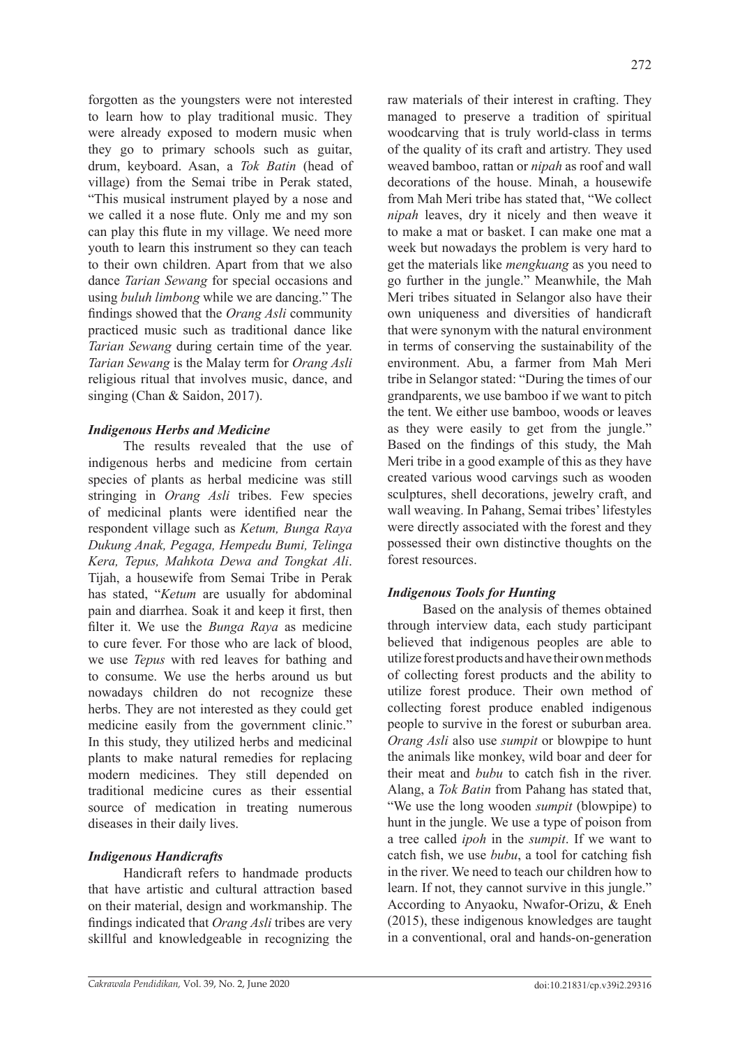forgotten as the youngsters were not interested to learn how to play traditional music. They were already exposed to modern music when they go to primary schools such as guitar, drum, keyboard. Asan, a *Tok Batin* (head of village) from the Semai tribe in Perak stated, "This musical instrument played by a nose and we called it a nose flute. Only me and my son can play this flute in my village. We need more youth to learn this instrument so they can teach to their own children. Apart from that we also dance *Tarian Sewang* for special occasions and using *buluh limbong* while we are dancing." The findings showed that the *Orang Asli* community practiced music such as traditional dance like *Tarian Sewang* during certain time of the year. *Tarian Sewang* is the Malay term for *Orang Asli* religious ritual that involves music, dance, and singing (Chan & Saidon, 2017).

### *Indigenous Herbs and Medicine*

The results revealed that the use of indigenous herbs and medicine from certain species of plants as herbal medicine was still stringing in *Orang Asli* tribes. Few species of medicinal plants were identified near the respondent village such as *Ketum, Bunga Raya Dukung Anak, Pegaga, Hempedu Bumi, Telinga Kera, Tepus, Mahkota Dewa and Tongkat Ali*. Tijah, a housewife from Semai Tribe in Perak has stated, "*Ketum* are usually for abdominal pain and diarrhea. Soak it and keep it first, then filter it. We use the *Bunga Raya* as medicine to cure fever. For those who are lack of blood, we use *Tepus* with red leaves for bathing and to consume. We use the herbs around us but nowadays children do not recognize these herbs. They are not interested as they could get medicine easily from the government clinic." In this study, they utilized herbs and medicinal plants to make natural remedies for replacing modern medicines. They still depended on traditional medicine cures as their essential source of medication in treating numerous diseases in their daily lives.

### *Indigenous Handicrafts*

Handicraft refers to handmade products that have artistic and cultural attraction based on their material, design and workmanship. The findings indicated that *Orang Asli* tribes are very skillful and knowledgeable in recognizing the raw materials of their interest in crafting. They managed to preserve a tradition of spiritual woodcarving that is truly world-class in terms of the quality of its craft and artistry. They used weaved bamboo, rattan or *nipah* as roof and wall decorations of the house. Minah, a housewife from Mah Meri tribe has stated that, "We collect *nipah* leaves, dry it nicely and then weave it to make a mat or basket. I can make one mat a week but nowadays the problem is very hard to get the materials like *mengkuang* as you need to go further in the jungle." Meanwhile, the Mah Meri tribes situated in Selangor also have their own uniqueness and diversities of handicraft that were synonym with the natural environment in terms of conserving the sustainability of the environment. Abu, a farmer from Mah Meri tribe in Selangor stated: "During the times of our grandparents, we use bamboo if we want to pitch the tent. We either use bamboo, woods or leaves as they were easily to get from the jungle." Based on the findings of this study, the Mah Meri tribe in a good example of this as they have created various wood carvings such as wooden sculptures, shell decorations, jewelry craft, and wall weaving. In Pahang, Semai tribes' lifestyles were directly associated with the forest and they possessed their own distinctive thoughts on the forest resources.

### *Indigenous Tools for Hunting*

Based on the analysis of themes obtained through interview data, each study participant believed that indigenous peoples are able to utilize forest products and have their own methods of collecting forest products and the ability to utilize forest produce. Their own method of collecting forest produce enabled indigenous people to survive in the forest or suburban area. *Orang Asli* also use *sumpit* or blowpipe to hunt the animals like monkey, wild boar and deer for their meat and *bubu* to catch fish in the river. Alang, a *Tok Batin* from Pahang has stated that, "We use the long wooden *sumpit* (blowpipe) to hunt in the jungle. We use a type of poison from a tree called *ipoh* in the *sumpit*. If we want to catch fish, we use *bubu*, a tool for catching fish in the river. We need to teach our children how to learn. If not, they cannot survive in this jungle." According to Anyaoku, Nwafor-Orizu, & Eneh (2015), these indigenous knowledges are taught in a conventional, oral and hands-on-generation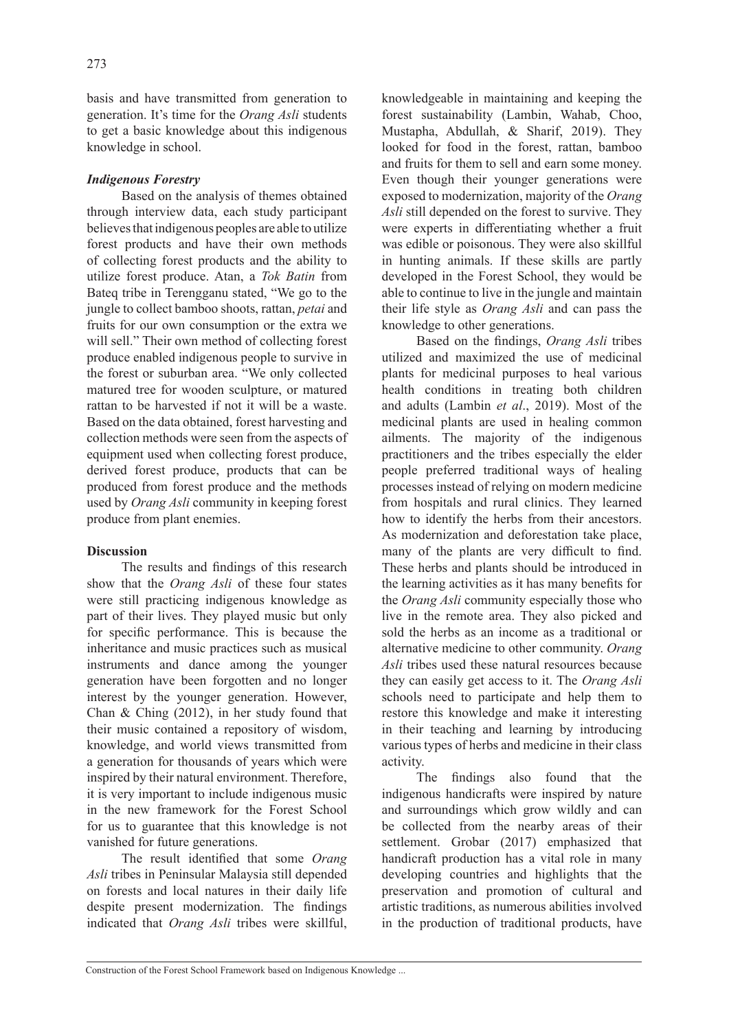basis and have transmitted from generation to generation. It's time for the *Orang Asli* students to get a basic knowledge about this indigenous knowledge in school.

***Indigenous Forestry***

Based on the analysis of themes obtained through interview data, each study participant believes that indigenous peoples are able to utilize forest products and have their own methods of collecting forest products and the ability to utilize forest produce. Atan, a *Tok Batin* from Bateq tribe in Terengganu stated, "We go to the jungle to collect bamboo shoots, rattan, *petai* and fruits for our own consumption or the extra we will sell." Their own method of collecting forest produce enabled indigenous people to survive in the forest or suburban area. "We only collected matured tree for wooden sculpture, or matured rattan to be harvested if not it will be a waste. Based on the data obtained, forest harvesting and collection methods were seen from the aspects of equipment used when collecting forest produce, derived forest produce, products that can be produced from forest produce and the methods used by *Orang Asli* community in keeping forest produce from plant enemies.

**Discussion**

The results and findings of this research show that the *Orang Asli* of these four states were still practicing indigenous knowledge as part of their lives. They played music but only for specific performance. This is because the inheritance and music practices such as musical instruments and dance among the younger generation have been forgotten and no longer interest by the younger generation. However, Chan & Ching (2012), in her study found that their music contained a repository of wisdom, knowledge, and world views transmitted from a generation for thousands of years which were inspired by their natural environment. Therefore, it is very important to include indigenous music in the new framework for the Forest School for us to guarantee that this knowledge is not vanished for future generations.

The result identified that some *Orang Asli* tribes in Peninsular Malaysia still depended on forests and local natures in their daily life despite present modernization. The findings indicated that *Orang Asli* tribes were skillful, knowledgeable in maintaining and keeping the forest sustainability (Lambin, Wahab, Choo, Mustapha, Abdullah, & Sharif, 2019). They looked for food in the forest, rattan, bamboo and fruits for them to sell and earn some money. Even though their younger generations were exposed to modernization, majority of the *Orang Asli* still depended on the forest to survive. They were experts in differentiating whether a fruit was edible or poisonous. They were also skillful in hunting animals. If these skills are partly developed in the Forest School, they would be able to continue to live in the jungle and maintain their life style as *Orang Asli* and can pass the knowledge to other generations.

Based on the findings, *Orang Asli* tribes utilized and maximized the use of medicinal plants for medicinal purposes to heal various health conditions in treating both children and adults (Lambin *et al*., 2019). Most of the medicinal plants are used in healing common ailments. The majority of the indigenous practitioners and the tribes especially the elder people preferred traditional ways of healing processes instead of relying on modern medicine from hospitals and rural clinics. They learned how to identify the herbs from their ancestors. As modernization and deforestation take place, many of the plants are very difficult to find. These herbs and plants should be introduced in the learning activities as it has many benefits for the *Orang Asli* community especially those who live in the remote area. They also picked and sold the herbs as an income as a traditional or alternative medicine to other community. *Orang Asli* tribes used these natural resources because they can easily get access to it. The *Orang Asli* schools need to participate and help them to restore this knowledge and make it interesting in their teaching and learning by introducing various types of herbs and medicine in their class activity.

The findings also found that the indigenous handicrafts were inspired by nature and surroundings which grow wildly and can be collected from the nearby areas of their settlement. Grobar (2017) emphasized that handicraft production has a vital role in many developing countries and highlights that the preservation and promotion of cultural and artistic traditions, as numerous abilities involved in the production of traditional products, have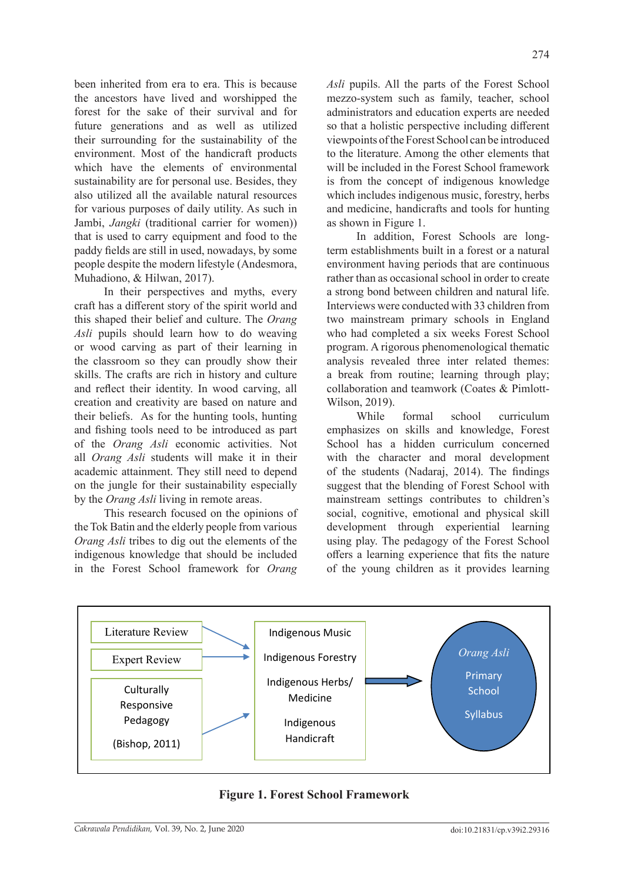been inherited from era to era. This is because the ancestors have lived and worshipped the forest for the sake of their survival and for future generations and as well as utilized their surrounding for the sustainability of the environment. Most of the handicraft products which have the elements of environmental sustainability are for personal use. Besides, they also utilized all the available natural resources for various purposes of daily utility. As such in Jambi, *Jangki* (traditional carrier for women)) that is used to carry equipment and food to the paddy fields are still in used, nowadays, by some people despite the modern lifestyle (Andesmora, Muhadiono, & Hilwan, 2017).

In their perspectives and myths, every craft has a different story of the spirit world and this shaped their belief and culture. The *Orang Asli* pupils should learn how to do weaving or wood carving as part of their learning in the classroom so they can proudly show their skills. The crafts are rich in history and culture and reflect their identity. In wood carving, all creation and creativity are based on nature and their beliefs. As for the hunting tools, hunting and fishing tools need to be introduced as part of the *Orang Asli* economic activities. Not all *Orang Asli* students will make it in their academic attainment. They still need to depend on the jungle for their sustainability especially by the *Orang Asli* living in remote areas.

This research focused on the opinions of the Tok Batin and the elderly people from various *Orang Asli* tribes to dig out the elements of the indigenous knowledge that should be included in the Forest School framework for *Orang Asli* pupils. All the parts of the Forest School mezzo-system such as family, teacher, school administrators and education experts are needed so that a holistic perspective including different viewpoints of the Forest School can be introduced to the literature. Among the other elements that will be included in the Forest School framework is from the concept of indigenous knowledge which includes indigenous music, forestry, herbs and medicine, handicrafts and tools for hunting as shown in Figure 1.

In addition, Forest Schools are long-term establishments built in a forest or a natural environment having periods that are continuous rather than as occasional school in order to create a strong bond between children and natural life. Interviews were conducted with 33 children from two mainstream primary schools in England who had completed a six weeks Forest School program. A rigorous phenomenological thematic analysis revealed three inter related themes: a break from routine; learning through play; collaboration and teamwork (Coates & Pimlott-Wilson, 2019).

While formal school curriculum emphasizes on skills and knowledge, Forest School has a hidden curriculum concerned with the character and moral development of the students (Nadaraj, 2014). The findings suggest that the blending of Forest School with mainstream settings contributes to children's social, cognitive, emotional and physical skill development through experiential learning using play. The pedagogy of the Forest School offers a learning experience that fits the nature of the young children as it provides learning

Literature Review → Expert Review → Culturally Responsive Pedagogy (Bishop, 2011) → Indigenous Music; Indigenous Forestry; Indigenous Herbs/ Medicine; Indigenous Handicraft → *Orang Asli* Primary School Syllabus

**Figure 1. Forest School Framework**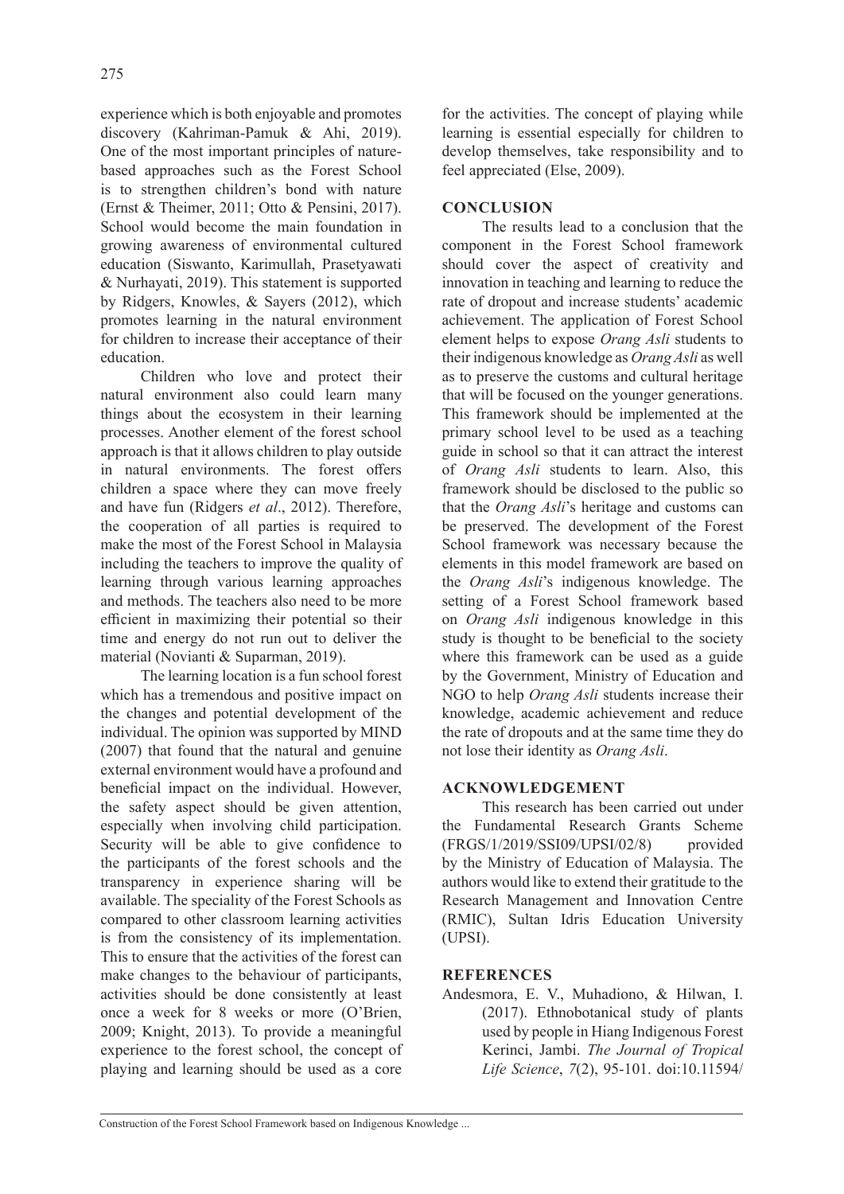experience which is both enjoyable and promotes discovery (Kahriman-Pamuk & Ahi, 2019). One of the most important principles of nature-based approaches such as the Forest School is to strengthen children's bond with nature (Ernst & Theimer, 2011; Otto & Pensini, 2017). School would become the main foundation in growing awareness of environmental cultured education (Siswanto, Karimullah, Prasetyawati & Nurhayati, 2019). This statement is supported by Ridgers, Knowles, & Sayers (2012), which promotes learning in the natural environment for children to increase their acceptance of their education.

Children who love and protect their natural environment also could learn many things about the ecosystem in their learning processes. Another element of the forest school approach is that it allows children to play outside in natural environments. The forest offers children a space where they can move freely and have fun (Ridgers *et al*., 2012). Therefore, the cooperation of all parties is required to make the most of the Forest School in Malaysia including the teachers to improve the quality of learning through various learning approaches and methods. The teachers also need to be more efficient in maximizing their potential so their time and energy do not run out to deliver the material (Novianti & Suparman, 2019).

The learning location is a fun school forest which has a tremendous and positive impact on the changes and potential development of the individual. The opinion was supported by MIND (2007) that found that the natural and genuine external environment would have a profound and beneficial impact on the individual. However, the safety aspect should be given attention, especially when involving child participation. Security will be able to give confidence to the participants of the forest schools and the transparency in experience sharing will be available. The speciality of the Forest Schools as compared to other classroom learning activities is from the consistency of its implementation. This to ensure that the activities of the forest can make changes to the behaviour of participants, activities should be done consistently at least once a week for 8 weeks or more (O'Brien, 2009; Knight, 2013). To provide a meaningful experience to the forest school, the concept of playing and learning should be used as a core for the activities. The concept of playing while learning is essential especially for children to develop themselves, take responsibility and to feel appreciated (Else, 2009).

## CONCLUSION

The results lead to a conclusion that the component in the Forest School framework should cover the aspect of creativity and innovation in teaching and learning to reduce the rate of dropout and increase students' academic achievement. The application of Forest School element helps to expose *Orang Asli* students to their indigenous knowledge as *Orang Asli* as well as to preserve the customs and cultural heritage that will be focused on the younger generations. This framework should be implemented at the primary school level to be used as a teaching guide in school so that it can attract the interest of *Orang Asli* students to learn. Also, this framework should be disclosed to the public so that the *Orang Asli*'s heritage and customs can be preserved. The development of the Forest School framework was necessary because the elements in this model framework are based on the *Orang Asli*'s indigenous knowledge. The setting of a Forest School framework based on *Orang Asli* indigenous knowledge in this study is thought to be beneficial to the society where this framework can be used as a guide by the Government, Ministry of Education and NGO to help *Orang Asli* students increase their knowledge, academic achievement and reduce the rate of dropouts and at the same time they do not lose their identity as *Orang Asli*.

## ACKNOWLEDGEMENT

This research has been carried out under the Fundamental Research Grants Scheme (FRGS/1/2019/SSI09/UPSI/02/8) provided by the Ministry of Education of Malaysia. The authors would like to extend their gratitude to the Research Management and Innovation Centre (RMIC), Sultan Idris Education University (UPSI).

## REFERENCES

Andesmora, E. V., Muhadiono, & Hilwan, I. (2017). Ethnobotanical study of plants used by people in Hiang Indigenous Forest Kerinci, Jambi. *The Journal of Tropical Life Science*, *7*(2), 95-101. doi:10.11594/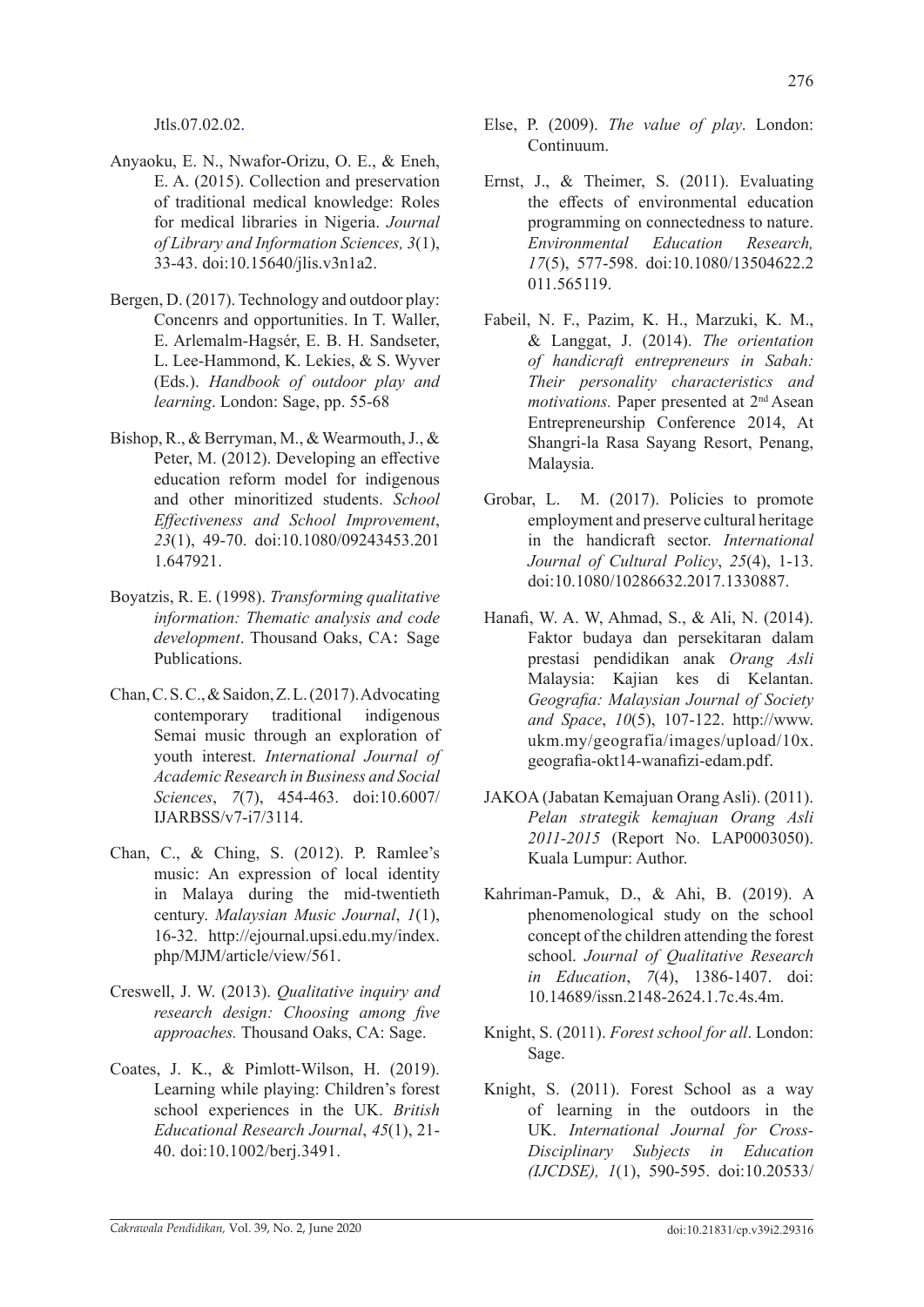Jtls.07.02.02.

Anyaoku, E. N., Nwafor-Orizu, O. E., & Eneh, E. A. (2015). Collection and preservation of traditional medical knowledge: Roles for medical libraries in Nigeria. *Journal of Library and Information Sciences, 3*(1), 33-43. doi:10.15640/jlis.v3n1a2.

Bergen, D. (2017). Technology and outdoor play: Concenrs and opportunities. In T. Waller, E. Arlemalm-Hagsér, E. B. H. Sandseter, L. Lee-Hammond, K. Lekies, & S. Wyver (Eds.). *Handbook of outdoor play and learning*. London: Sage, pp. 55-68

Bishop, R., & Berryman, M., & Wearmouth, J., & Peter, M. (2012). Developing an effective education reform model for indigenous and other minoritized students. *School Effectiveness and School Improvement*, *23*(1), 49-70. doi:10.1080/09243453.2011.647921.

Boyatzis, R. E. (1998). *Transforming qualitative information: Thematic analysis and code development*. Thousand Oaks, CA: Sage Publications.

Chan, C. S. C., & Saidon, Z. L. (2017). Advocating contemporary traditional indigenous Semai music through an exploration of youth interest. *International Journal of Academic Research in Business and Social Sciences*, *7*(7), 454-463. doi:10.6007/IJARBSS/v7-i7/3114.

Chan, C., & Ching, S. (2012). P. Ramlee's music: An expression of local identity in Malaya during the mid-twentieth century. *Malaysian Music Journal*, *1*(1), 16-32. http://ejournal.upsi.edu.my/index.php/MJM/article/view/561.

Creswell, J. W. (2013). *Qualitative inquiry and research design: Choosing among five approaches.* Thousand Oaks, CA: Sage.

Coates, J. K., & Pimlott-Wilson, H. (2019). Learning while playing: Children's forest school experiences in the UK. *British Educational Research Journal*, *45*(1), 21-40. doi:10.1002/berj.3491.

Else, P. (2009). *The value of play*. London: Continuum.

Ernst, J., & Theimer, S. (2011). Evaluating the effects of environmental education programming on connectedness to nature. *Environmental Education Research, 17*(5), 577-598. doi:10.1080/13504622.2011.565119.

Fabeil, N. F., Pazim, K. H., Marzuki, K. M., & Langgat, J. (2014). *The orientation of handicraft entrepreneurs in Sabah: Their personality characteristics and motivations.* Paper presented at 2nd Asean Entrepreneurship Conference 2014, At Shangri-la Rasa Sayang Resort, Penang, Malaysia.

Grobar, L. M. (2017). Policies to promote employment and preserve cultural heritage in the handicraft sector. *International Journal of Cultural Policy*, *25*(4), 1-13. doi:10.1080/10286632.2017.1330887.

Hanafi, W. A. W, Ahmad, S., & Ali, N. (2014). Faktor budaya dan persekitaran dalam prestasi pendidikan anak *Orang Asli* Malaysia: Kajian kes di Kelantan. *Geografia: Malaysian Journal of Society and Space*, *10*(5), 107-122. http://www.ukm.my/geografia/images/upload/10x.geografia-okt14-wanafizi-edam.pdf.

JAKOA (Jabatan Kemajuan Orang Asli). (2011). *Pelan strategik kemajuan Orang Asli 2011-2015* (Report No. LAP0003050). Kuala Lumpur: Author.

Kahriman-Pamuk, D., & Ahi, B. (2019). A phenomenological study on the school concept of the children attending the forest school. *Journal of Qualitative Research in Education*, *7*(4), 1386-1407. doi:10.14689/issn.2148-2624.1.7c.4s.4m.

Knight, S. (2011). *Forest school for all*. London: Sage.

Knight, S. (2011). Forest School as a way of learning in the outdoors in the UK. *International Journal for Cross-Disciplinary Subjects in Education (IJCDSE), 1*(1), 590-595. doi:10.20533/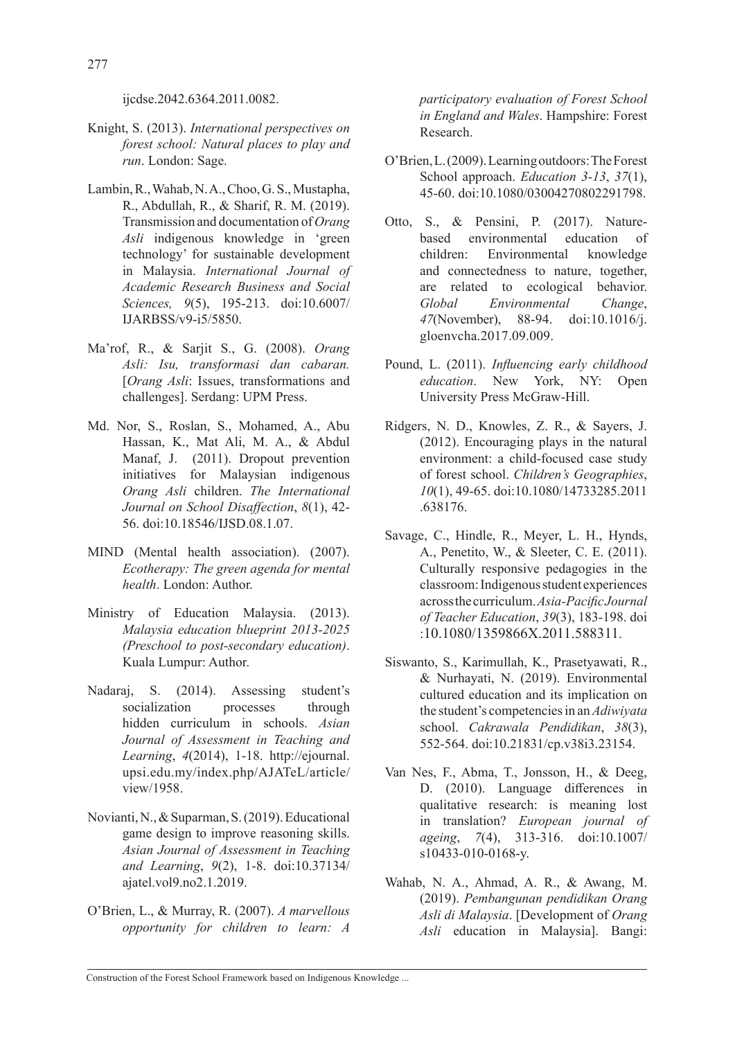ijcdse.2042.6364.2011.0082.

Knight, S. (2013). *International perspectives on forest school: Natural places to play and run*. London: Sage.

Lambin, R., Wahab, N. A., Choo, G. S., Mustapha, R., Abdullah, R., & Sharif, R. M. (2019). Transmission and documentation of *Orang Asli* indigenous knowledge in 'green technology' for sustainable development in Malaysia. *International Journal of Academic Research Business and Social Sciences, 9*(5), 195-213. doi:10.6007/IJARBSS/v9-i5/5850.

Ma'rof, R., & Sarjit S., G. (2008). *Orang Asli: Isu, transformasi dan cabaran.* [*Orang Asli*: Issues, transformations and challenges]. Serdang: UPM Press.

Md. Nor, S., Roslan, S., Mohamed, A., Abu Hassan, K., Mat Ali, M. A., & Abdul Manaf, J. (2011). Dropout prevention initiatives for Malaysian indigenous *Orang Asli* children. *The International Journal on School Disaffection*, *8*(1), 42-56. doi:10.18546/IJSD.08.1.07.

MIND (Mental health association). (2007). *Ecotherapy: The green agenda for mental health*. London: Author.

Ministry of Education Malaysia. (2013). *Malaysia education blueprint 2013-2025 (Preschool to post-secondary education)*. Kuala Lumpur: Author.

Nadaraj, S. (2014). Assessing student's socialization processes through hidden curriculum in schools. *Asian Journal of Assessment in Teaching and Learning*, *4*(2014), 1-18. http://ejournal.upsi.edu.my/index.php/AJATeL/article/view/1958.

Novianti, N., & Suparman, S. (2019). Educational game design to improve reasoning skills. *Asian Journal of Assessment in Teaching and Learning*, *9*(2), 1-8. doi:10.37134/ajatel.vol9.no2.1.2019.

O'Brien, L., & Murray, R. (2007). *A marvellous opportunity for children to learn: A participatory evaluation of Forest School in England and Wales*. Hampshire: Forest Research.

O'Brien, L. (2009). Learning outdoors: The Forest School approach. *Education 3-13*, *37*(1), 45-60. doi:10.1080/03004270802291798.

Otto, S., & Pensini, P. (2017). Nature-based environmental education of children: Environmental knowledge and connectedness to nature, together, are related to ecological behavior. *Global Environmental Change*, *47*(November), 88-94. doi:10.1016/j.gloenvcha.2017.09.009.

Pound, L. (2011). *Influencing early childhood education*. New York, NY: Open University Press McGraw-Hill.

Ridgers, N. D., Knowles, Z. R., & Sayers, J. (2012). Encouraging plays in the natural environment: a child-focused case study of forest school. *Children's Geographies*, *10*(1), 49-65. doi:10.1080/14733285.2011.638176.

Savage, C., Hindle, R., Meyer, L. H., Hynds, A., Penetito, W., & Sleeter, C. E. (2011). Culturally responsive pedagogies in the classroom: Indigenous student experiences across the curriculum. *Asia-Pacific Journal of Teacher Education*, *39*(3), 183-198. doi:10.1080/1359866X.2011.588311.

Siswanto, S., Karimullah, K., Prasetyawati, R., & Nurhayati, N. (2019). Environmental cultured education and its implication on the student's competencies in an *Adiwiyata* school. *Cakrawala Pendidikan*, *38*(3), 552-564. doi:10.21831/cp.v38i3.23154.

Van Nes, F., Abma, T., Jonsson, H., & Deeg, D. (2010). Language differences in qualitative research: is meaning lost in translation? *European journal of ageing*, *7*(4), 313-316. doi:10.1007/s10433-010-0168-y.

Wahab, N. A., Ahmad, A. R., & Awang, M. (2019). *Pembangunan pendidikan Orang Asli di Malaysia*. [Development of *Orang Asli* education in Malaysia]. Bangi: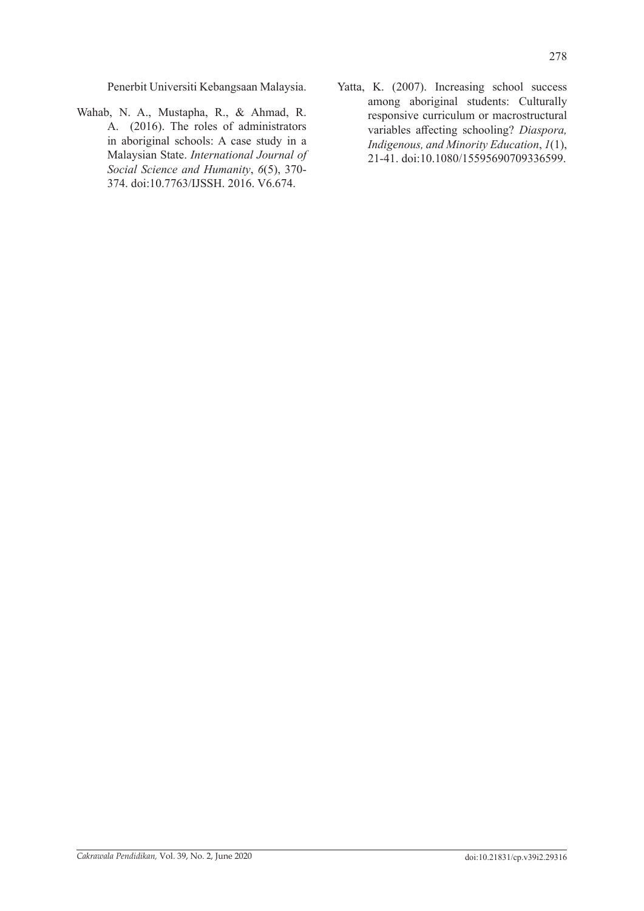Penerbit Universiti Kebangsaan Malaysia.

Wahab, N. A., Mustapha, R., & Ahmad, R. A. (2016). The roles of administrators in aboriginal schools: A case study in a Malaysian State. *International Journal of Social Science and Humanity*, *6*(5), 370-374. doi:10.7763/IJSSH. 2016. V6.674.

Yatta, K. (2007). Increasing school success among aboriginal students: Culturally responsive curriculum or macrostructural variables affecting schooling? *Diaspora, Indigenous, and Minority Education*, *1*(1), 21-41. doi:10.1080/15595690709336599.